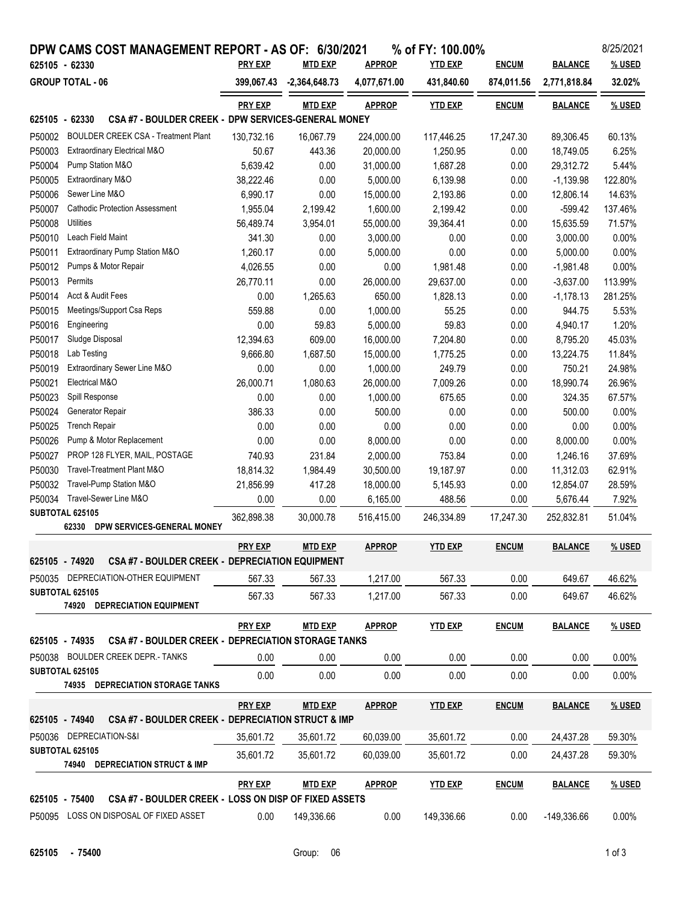# DPW CAMS COST MANAGEMENT REPORT - AS OF: 6/30/2021 % of FY: 100.00%

8/25/2021

| 625105 - 62330 | PRY EXP | MTD EXP | APPROP | YTD EXP | ENCUM | BALANCE | % USED |
|---|---|---|---|---|---|---|---|
| **GROUP TOTAL - 06** | 399,067.43 | -2,364,648.73 | 4,077,671.00 | 431,840.60 | 874,011.56 | 2,771,818.84 | 32.02% |

## 625105 - 62330 CSA #7 - BOULDER CREEK - DPW SERVICES-GENERAL MONEY

| | | PRY EXP | MTD EXP | APPROP | YTD EXP | ENCUM | BALANCE | % USED |
|---|---|---|---|---|---|---|---|---|
| P50002 | BOULDER CREEK CSA - Treatment Plant | 130,732.16 | 16,067.79 | 224,000.00 | 117,446.25 | 17,247.30 | 89,306.45 | 60.13% |
| P50003 | Extraordinary Electrical M&O | 50.67 | 443.36 | 20,000.00 | 1,250.95 | 0.00 | 18,749.05 | 6.25% |
| P50004 | Pump Station M&O | 5,639.42 | 0.00 | 31,000.00 | 1,687.28 | 0.00 | 29,312.72 | 5.44% |
| P50005 | Extraordinary M&O | 38,222.46 | 0.00 | 5,000.00 | 6,139.98 | 0.00 | -1,139.98 | 122.80% |
| P50006 | Sewer Line M&O | 6,990.17 | 0.00 | 15,000.00 | 2,193.86 | 0.00 | 12,806.14 | 14.63% |
| P50007 | Cathodic Protection Assessment | 1,955.04 | 2,199.42 | 1,600.00 | 2,199.42 | 0.00 | -599.42 | 137.46% |
| P50008 | Utilities | 56,489.74 | 3,954.01 | 55,000.00 | 39,364.41 | 0.00 | 15,635.59 | 71.57% |
| P50010 | Leach Field Maint | 341.30 | 0.00 | 3,000.00 | 0.00 | 0.00 | 3,000.00 | 0.00% |
| P50011 | Extraordinary Pump Station M&O | 1,260.17 | 0.00 | 5,000.00 | 0.00 | 0.00 | 5,000.00 | 0.00% |
| P50012 | Pumps & Motor Repair | 4,026.55 | 0.00 | 0.00 | 1,981.48 | 0.00 | -1,981.48 | 0.00% |
| P50013 | Permits | 26,770.11 | 0.00 | 26,000.00 | 29,637.00 | 0.00 | -3,637.00 | 113.99% |
| P50014 | Acct & Audit Fees | 0.00 | 1,265.63 | 650.00 | 1,828.13 | 0.00 | -1,178.13 | 281.25% |
| P50015 | Meetings/Support Csa Reps | 559.88 | 0.00 | 1,000.00 | 55.25 | 0.00 | 944.75 | 5.53% |
| P50016 | Engineering | 0.00 | 59.83 | 5,000.00 | 59.83 | 0.00 | 4,940.17 | 1.20% |
| P50017 | Sludge Disposal | 12,394.63 | 609.00 | 16,000.00 | 7,204.80 | 0.00 | 8,795.20 | 45.03% |
| P50018 | Lab Testing | 9,666.80 | 1,687.50 | 15,000.00 | 1,775.25 | 0.00 | 13,224.75 | 11.84% |
| P50019 | Extraordinary Sewer Line M&O | 0.00 | 0.00 | 1,000.00 | 249.79 | 0.00 | 750.21 | 24.98% |
| P50021 | Electrical M&O | 26,000.71 | 1,080.63 | 26,000.00 | 7,009.26 | 0.00 | 18,990.74 | 26.96% |
| P50023 | Spill Response | 0.00 | 0.00 | 1,000.00 | 675.65 | 0.00 | 324.35 | 67.57% |
| P50024 | Generator Repair | 386.33 | 0.00 | 500.00 | 0.00 | 0.00 | 500.00 | 0.00% |
| P50025 | Trench Repair | 0.00 | 0.00 | 0.00 | 0.00 | 0.00 | 0.00 | 0.00% |
| P50026 | Pump & Motor Replacement | 0.00 | 0.00 | 8,000.00 | 0.00 | 0.00 | 8,000.00 | 0.00% |
| P50027 | PROP 128 FLYER, MAIL, POSTAGE | 740.93 | 231.84 | 2,000.00 | 753.84 | 0.00 | 1,246.16 | 37.69% |
| P50030 | Travel-Treatment Plant M&O | 18,814.32 | 1,984.49 | 30,500.00 | 19,187.97 | 0.00 | 11,312.03 | 62.91% |
| P50032 | Travel-Pump Station M&O | 21,856.99 | 417.28 | 18,000.00 | 5,145.93 | 0.00 | 12,854.07 | 28.59% |
| P50034 | Travel-Sewer Line M&O | 0.00 | 0.00 | 6,165.00 | 488.56 | 0.00 | 5,676.44 | 7.92% |
| **SUBTOTAL 625105** | **62330 DPW SERVICES-GENERAL MONEY** | 362,898.38 | 30,000.78 | 516,415.00 | 246,334.89 | 17,247.30 | 252,832.81 | 51.04% |

## 625105 - 74920 CSA #7 - BOULDER CREEK - DEPRECIATION EQUIPMENT

| | | PRY EXP | MTD EXP | APPROP | YTD EXP | ENCUM | BALANCE | % USED |
|---|---|---|---|---|---|---|---|---|
| P50035 | DEPRECIATION-OTHER EQUIPMENT | 567.33 | 567.33 | 1,217.00 | 567.33 | 0.00 | 649.67 | 46.62% |
| **SUBTOTAL 625105** | **74920 DEPRECIATION EQUIPMENT** | 567.33 | 567.33 | 1,217.00 | 567.33 | 0.00 | 649.67 | 46.62% |

## 625105 - 74935 CSA #7 - BOULDER CREEK - DEPRECIATION STORAGE TANKS

| | | PRY EXP | MTD EXP | APPROP | YTD EXP | ENCUM | BALANCE | % USED |
|---|---|---|---|---|---|---|---|---|
| P50038 | BOULDER CREEK DEPR.- TANKS | 0.00 | 0.00 | 0.00 | 0.00 | 0.00 | 0.00 | 0.00% |
| **SUBTOTAL 625105** | **74935 DEPRECIATION STORAGE TANKS** | 0.00 | 0.00 | 0.00 | 0.00 | 0.00 | 0.00 | 0.00% |

## 625105 - 74940 CSA #7 - BOULDER CREEK - DEPRECIATION STRUCT & IMP

| | | PRY EXP | MTD EXP | APPROP | YTD EXP | ENCUM | BALANCE | % USED |
|---|---|---|---|---|---|---|---|---|
| P50036 | DEPRECIATION-S&I | 35,601.72 | 35,601.72 | 60,039.00 | 35,601.72 | 0.00 | 24,437.28 | 59.30% |
| **SUBTOTAL 625105** | **74940 DEPRECIATION STRUCT & IMP** | 35,601.72 | 35,601.72 | 60,039.00 | 35,601.72 | 0.00 | 24,437.28 | 59.30% |

## 625105 - 75400 CSA #7 - BOULDER CREEK - LOSS ON DISP OF FIXED ASSETS

| | | PRY EXP | MTD EXP | APPROP | YTD EXP | ENCUM | BALANCE | % USED |
|---|---|---|---|---|---|---|---|---|
| P50095 | LOSS ON DISPOSAL OF FIXED ASSET | 0.00 | 149,336.66 | 0.00 | 149,336.66 | 0.00 | -149,336.66 | 0.00% |

625105 - 75400 Group: 06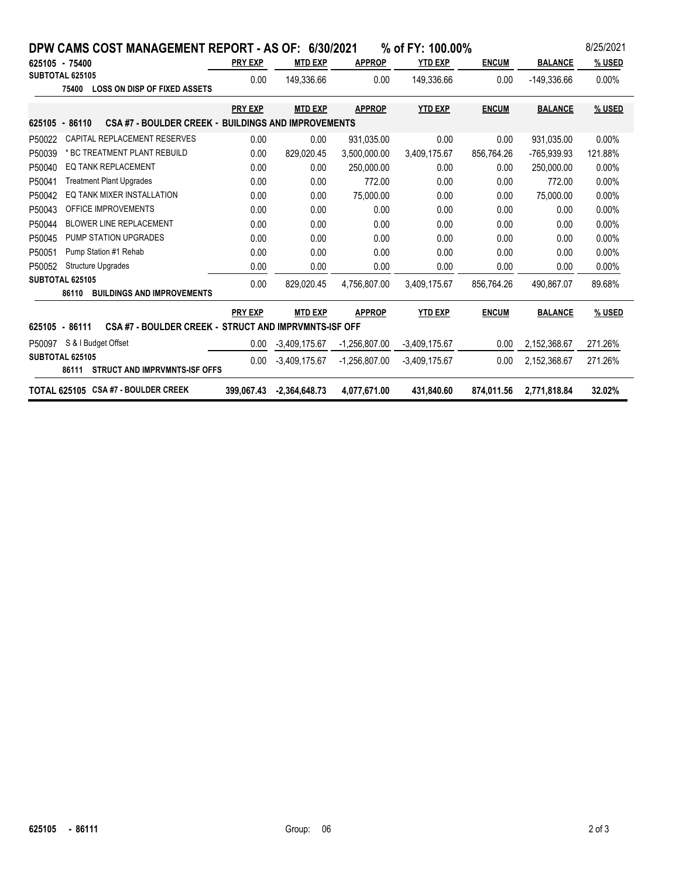# DPW CAMS COST MANAGEMENT REPORT - AS OF: 6/30/2021 % of FY: 100.00%

8/25/2021

| 625105 - 75400 | PRY EXP | MTD EXP | APPROP | YTD EXP | ENCUM | BALANCE | % USED |
|---|---|---|---|---|---|---|---|
| **SUBTOTAL 625105** 75400 LOSS ON DISP OF FIXED ASSETS | 0.00 | 149,336.66 | 0.00 | 149,336.66 | 0.00 | -149,336.66 | 0.00% |

| 625105 - 86110 CSA #7 - BOULDER CREEK - BUILDINGS AND IMPROVEMENTS | PRY EXP | MTD EXP | APPROP | YTD EXP | ENCUM | BALANCE | % USED |
|---|---|---|---|---|---|---|---|
| P50022 CAPITAL REPLACEMENT RESERVES | 0.00 | 0.00 | 931,035.00 | 0.00 | 0.00 | 931,035.00 | 0.00% |
| P50039 * BC TREATMENT PLANT REBUILD | 0.00 | 829,020.45 | 3,500,000.00 | 3,409,175.67 | 856,764.26 | -765,939.93 | 121.88% |
| P50040 EQ TANK REPLACEMENT | 0.00 | 0.00 | 250,000.00 | 0.00 | 0.00 | 250,000.00 | 0.00% |
| P50041 Treatment Plant Upgrades | 0.00 | 0.00 | 772.00 | 0.00 | 0.00 | 772.00 | 0.00% |
| P50042 EQ TANK MIXER INSTALLATION | 0.00 | 0.00 | 75,000.00 | 0.00 | 0.00 | 75,000.00 | 0.00% |
| P50043 OFFICE IMPROVEMENTS | 0.00 | 0.00 | 0.00 | 0.00 | 0.00 | 0.00 | 0.00% |
| P50044 BLOWER LINE REPLACEMENT | 0.00 | 0.00 | 0.00 | 0.00 | 0.00 | 0.00 | 0.00% |
| P50045 PUMP STATION UPGRADES | 0.00 | 0.00 | 0.00 | 0.00 | 0.00 | 0.00 | 0.00% |
| P50051 Pump Station #1 Rehab | 0.00 | 0.00 | 0.00 | 0.00 | 0.00 | 0.00 | 0.00% |
| P50052 Structure Upgrades | 0.00 | 0.00 | 0.00 | 0.00 | 0.00 | 0.00 | 0.00% |
| **SUBTOTAL 625105** 86110 BUILDINGS AND IMPROVEMENTS | 0.00 | 829,020.45 | 4,756,807.00 | 3,409,175.67 | 856,764.26 | 490,867.07 | 89.68% |

| 625105 - 86111 CSA #7 - BOULDER CREEK - STRUCT AND IMPRVMNTS-ISF OFF | PRY EXP | MTD EXP | APPROP | YTD EXP | ENCUM | BALANCE | % USED |
|---|---|---|---|---|---|---|---|
| P50097 S & I Budget Offset | 0.00 | -3,409,175.67 | -1,256,807.00 | -3,409,175.67 | 0.00 | 2,152,368.67 | 271.26% |
| **SUBTOTAL 625105** 86111 STRUCT AND IMPRVMNTS-ISF OFFS | 0.00 | -3,409,175.67 | -1,256,807.00 | -3,409,175.67 | 0.00 | 2,152,368.67 | 271.26% |
| **TOTAL 625105 CSA #7 - BOULDER CREEK** | **399,067.43** | **-2,364,648.73** | **4,077,671.00** | **431,840.60** | **874,011.56** | **2,771,818.84** | **32.02%** |

625105 - 86111 Group: 06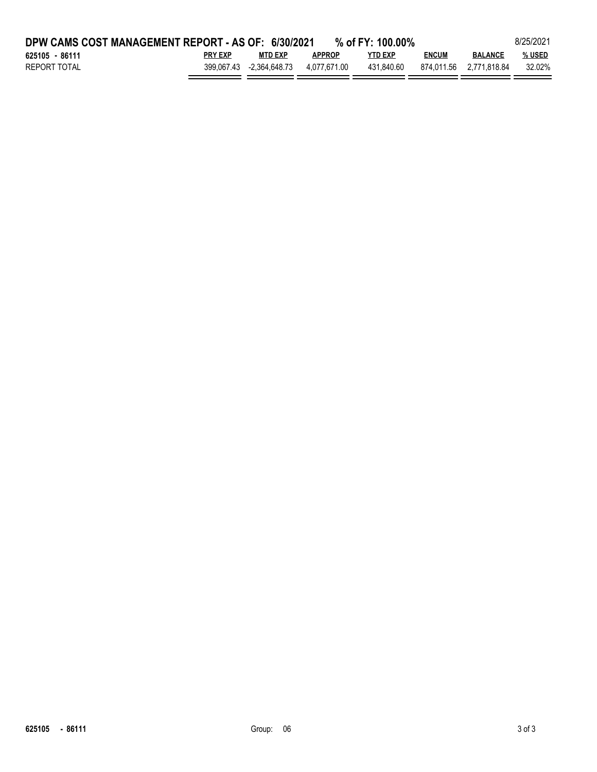# DPW CAMS COST MANAGEMENT REPORT - AS OF: 6/30/2021 % of FY: 100.00%

8/25/2021

| 625105 - 86111 | PRY EXP | MTD EXP | APPROP | YTD EXP | ENCUM | BALANCE | % USED |
|---|---|---|---|---|---|---|---|
| REPORT TOTAL | 399,067.43 | -2,364,648.73 | 4,077,671.00 | 431,840.60 | 874,011.56 | 2,771,818.84 | 32.02% |

625105 - 86111 Group: 06